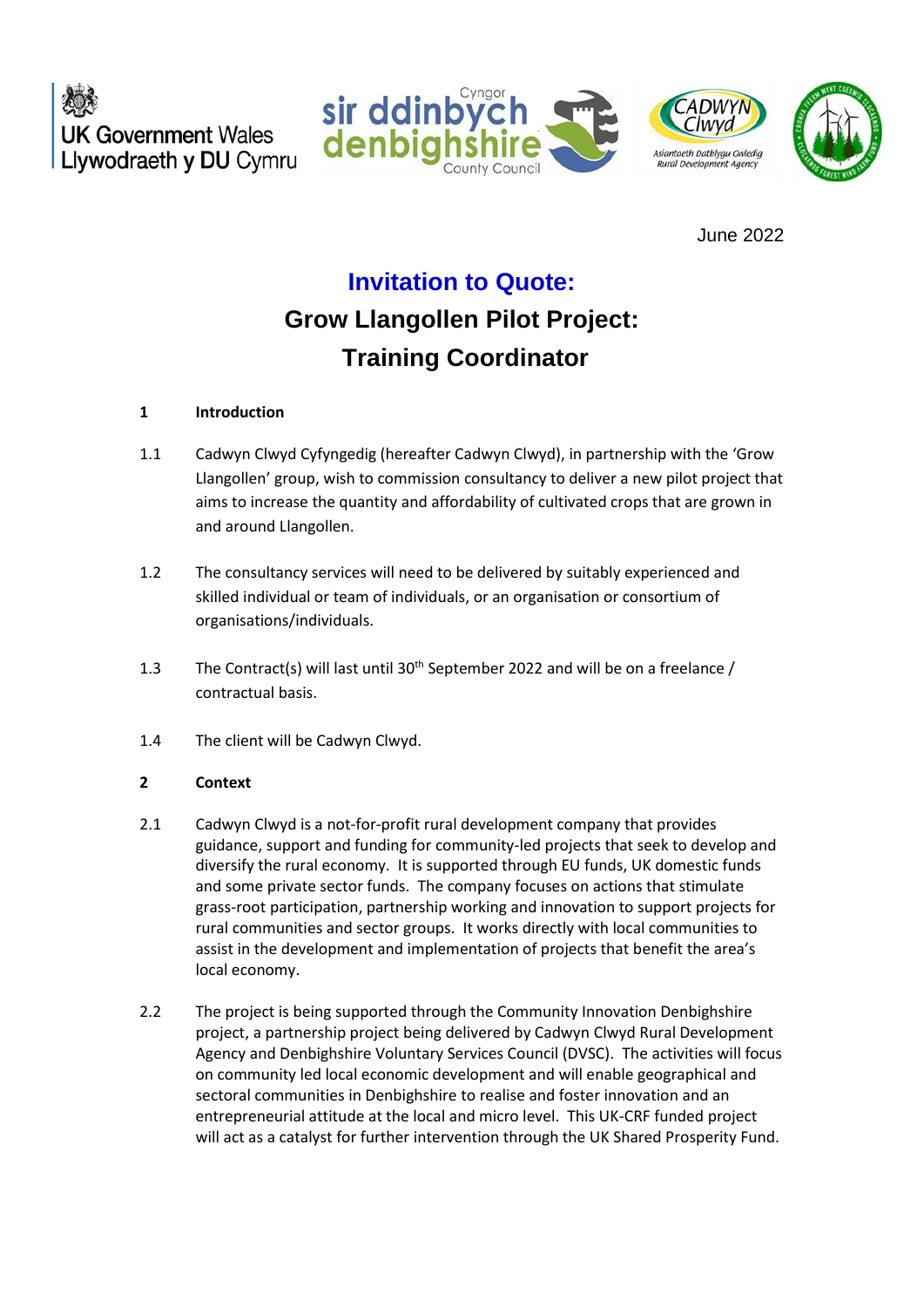June 2022

# Invitation to Quote:

# Grow Llangollen Pilot Project: Training Coordinator

**1 Introduction**

1.1 Cadwyn Clwyd Cyfyngedig (hereafter Cadwyn Clwyd), in partnership with the 'Grow Llangollen' group, wish to commission consultancy to deliver a new pilot project that aims to increase the quantity and affordability of cultivated crops that are grown in and around Llangollen.

1.2 The consultancy services will need to be delivered by suitably experienced and skilled individual or team of individuals, or an organisation or consortium of organisations/individuals.

1.3 The Contract(s) will last until 30th September 2022 and will be on a freelance / contractual basis.

1.4 The client will be Cadwyn Clwyd.

**2 Context**

2.1 Cadwyn Clwyd is a not-for-profit rural development company that provides guidance, support and funding for community-led projects that seek to develop and diversify the rural economy. It is supported through EU funds, UK domestic funds and some private sector funds. The company focuses on actions that stimulate grass-root participation, partnership working and innovation to support projects for rural communities and sector groups. It works directly with local communities to assist in the development and implementation of projects that benefit the area's local economy.

2.2 The project is being supported through the Community Innovation Denbighshire project, a partnership project being delivered by Cadwyn Clwyd Rural Development Agency and Denbighshire Voluntary Services Council (DVSC). The activities will focus on community led local economic development and will enable geographical and sectoral communities in Denbighshire to realise and foster innovation and an entrepreneurial attitude at the local and micro level. This UK-CRF funded project will act as a catalyst for further intervention through the UK Shared Prosperity Fund.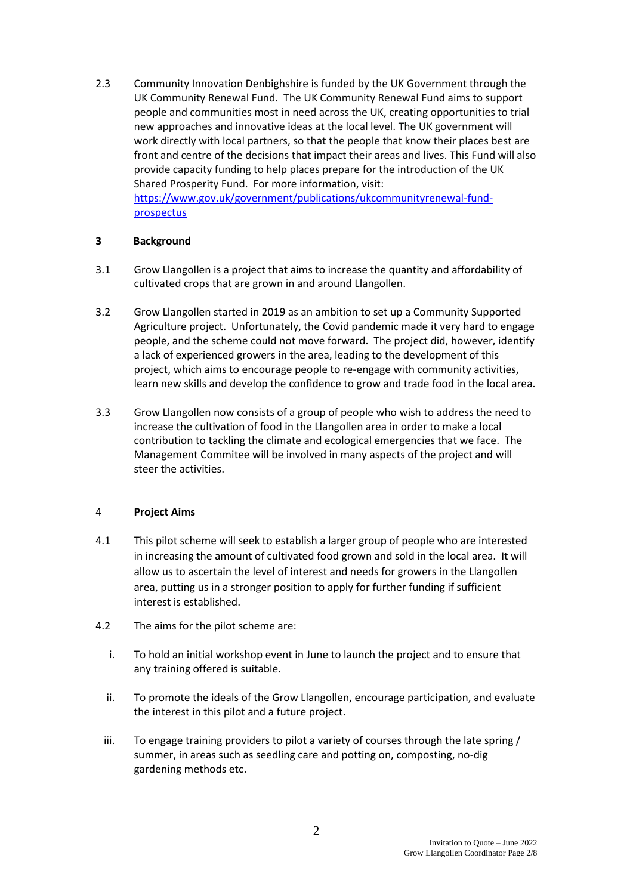2.3 Community Innovation Denbighshire is funded by the UK Government through the UK Community Renewal Fund. The UK Community Renewal Fund aims to support people and communities most in need across the UK, creating opportunities to trial new approaches and innovative ideas at the local level. The UK government will work directly with local partners, so that the people that know their places best are front and centre of the decisions that impact their areas and lives. This Fund will also provide capacity funding to help places prepare for the introduction of the UK Shared Prosperity Fund. For more information, visit: [https://www.gov.uk/government/publications/ukcommunityrenewal-fund-prospectus](https://www.gov.uk/government/publications/ukcommunityrenewal-fund-prospectus)

## 3 Background

3.1 Grow Llangollen is a project that aims to increase the quantity and affordability of cultivated crops that are grown in and around Llangollen.

3.2 Grow Llangollen started in 2019 as an ambition to set up a Community Supported Agriculture project. Unfortunately, the Covid pandemic made it very hard to engage people, and the scheme could not move forward. The project did, however, identify a lack of experienced growers in the area, leading to the development of this project, which aims to encourage people to re-engage with community activities, learn new skills and develop the confidence to grow and trade food in the local area.

3.3 Grow Llangollen now consists of a group of people who wish to address the need to increase the cultivation of food in the Llangollen area in order to make a local contribution to tackling the climate and ecological emergencies that we face. The Management Commitee will be involved in many aspects of the project and will steer the activities.

## 4 Project Aims

4.1 This pilot scheme will seek to establish a larger group of people who are interested in increasing the amount of cultivated food grown and sold in the local area. It will allow us to ascertain the level of interest and needs for growers in the Llangollen area, putting us in a stronger position to apply for further funding if sufficient interest is established.

4.2 The aims for the pilot scheme are:

i. To hold an initial workshop event in June to launch the project and to ensure that any training offered is suitable.

ii. To promote the ideals of the Grow Llangollen, encourage participation, and evaluate the interest in this pilot and a future project.

iii. To engage training providers to pilot a variety of courses through the late spring / summer, in areas such as seedling care and potting on, composting, no-dig gardening methods etc.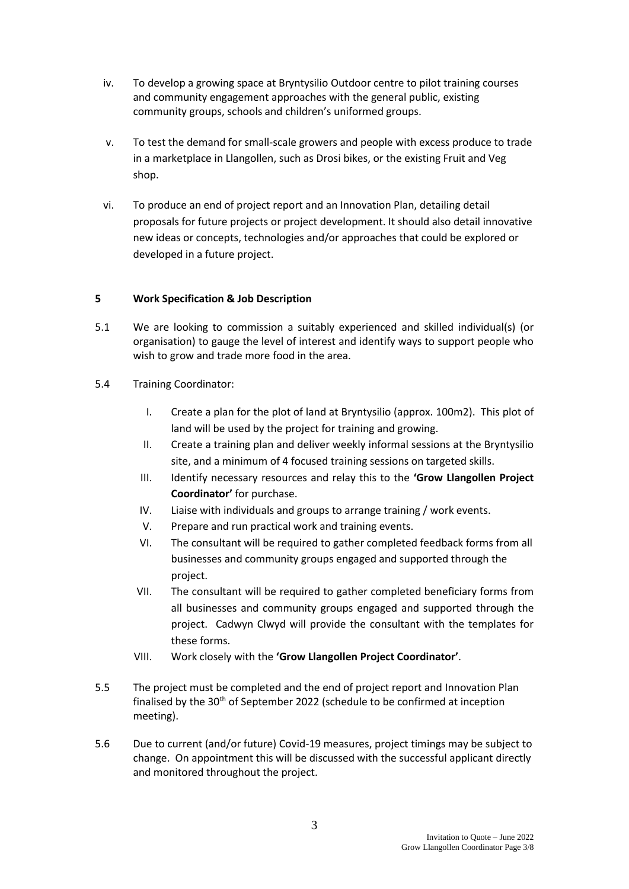iv. To develop a growing space at Bryntysilio Outdoor centre to pilot training courses and community engagement approaches with the general public, existing community groups, schools and children's uniformed groups.

v. To test the demand for small-scale growers and people with excess produce to trade in a marketplace in Llangollen, such as Drosi bikes, or the existing Fruit and Veg shop.

vi. To produce an end of project report and an Innovation Plan, detailing detail proposals for future projects or project development. It should also detail innovative new ideas or concepts, technologies and/or approaches that could be explored or developed in a future project.

## 5 Work Specification & Job Description

5.1 We are looking to commission a suitably experienced and skilled individual(s) (or organisation) to gauge the level of interest and identify ways to support people who wish to grow and trade more food in the area.

5.4 Training Coordinator:

I. Create a plan for the plot of land at Bryntysilio (approx. 100m2). This plot of land will be used by the project for training and growing.

II. Create a training plan and deliver weekly informal sessions at the Bryntysilio site, and a minimum of 4 focused training sessions on targeted skills.

III. Identify necessary resources and relay this to the **'Grow Llangollen Project Coordinator'** for purchase.

IV. Liaise with individuals and groups to arrange training / work events.

V. Prepare and run practical work and training events.

VI. The consultant will be required to gather completed feedback forms from all businesses and community groups engaged and supported through the project.

VII. The consultant will be required to gather completed beneficiary forms from all businesses and community groups engaged and supported through the project. Cadwyn Clwyd will provide the consultant with the templates for these forms.

VIII. Work closely with the **'Grow Llangollen Project Coordinator'**.

5.5 The project must be completed and the end of project report and Innovation Plan finalised by the 30th of September 2022 (schedule to be confirmed at inception meeting).

5.6 Due to current (and/or future) Covid-19 measures, project timings may be subject to change. On appointment this will be discussed with the successful applicant directly and monitored throughout the project.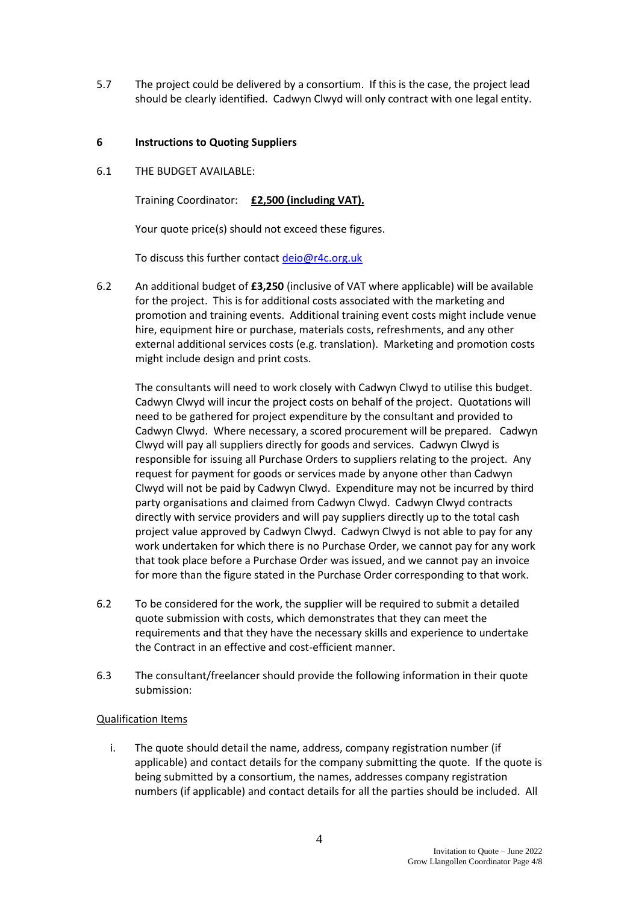5.7 The project could be delivered by a consortium. If this is the case, the project lead should be clearly identified. Cadwyn Clwyd will only contract with one legal entity.

## 6 Instructions to Quoting Suppliers

6.1 THE BUDGET AVAILABLE:

Training Coordinator: **£2,500 (including VAT).**

Your quote price(s) should not exceed these figures.

To discuss this further contact deio@r4c.org.uk

6.2 An additional budget of **£3,250** (inclusive of VAT where applicable) will be available for the project. This is for additional costs associated with the marketing and promotion and training events. Additional training event costs might include venue hire, equipment hire or purchase, materials costs, refreshments, and any other external additional services costs (e.g. translation). Marketing and promotion costs might include design and print costs.

The consultants will need to work closely with Cadwyn Clwyd to utilise this budget. Cadwyn Clwyd will incur the project costs on behalf of the project. Quotations will need to be gathered for project expenditure by the consultant and provided to Cadwyn Clwyd. Where necessary, a scored procurement will be prepared. Cadwyn Clwyd will pay all suppliers directly for goods and services. Cadwyn Clwyd is responsible for issuing all Purchase Orders to suppliers relating to the project. Any request for payment for goods or services made by anyone other than Cadwyn Clwyd will not be paid by Cadwyn Clwyd. Expenditure may not be incurred by third party organisations and claimed from Cadwyn Clwyd. Cadwyn Clwyd contracts directly with service providers and will pay suppliers directly up to the total cash project value approved by Cadwyn Clwyd. Cadwyn Clwyd is not able to pay for any work undertaken for which there is no Purchase Order, we cannot pay for any work that took place before a Purchase Order was issued, and we cannot pay an invoice for more than the figure stated in the Purchase Order corresponding to that work.

6.2 To be considered for the work, the supplier will be required to submit a detailed quote submission with costs, which demonstrates that they can meet the requirements and that they have the necessary skills and experience to undertake the Contract in an effective and cost-efficient manner.

6.3 The consultant/freelancer should provide the following information in their quote submission:

Qualification Items

i. The quote should detail the name, address, company registration number (if applicable) and contact details for the company submitting the quote. If the quote is being submitted by a consortium, the names, addresses company registration numbers (if applicable) and contact details for all the parties should be included. All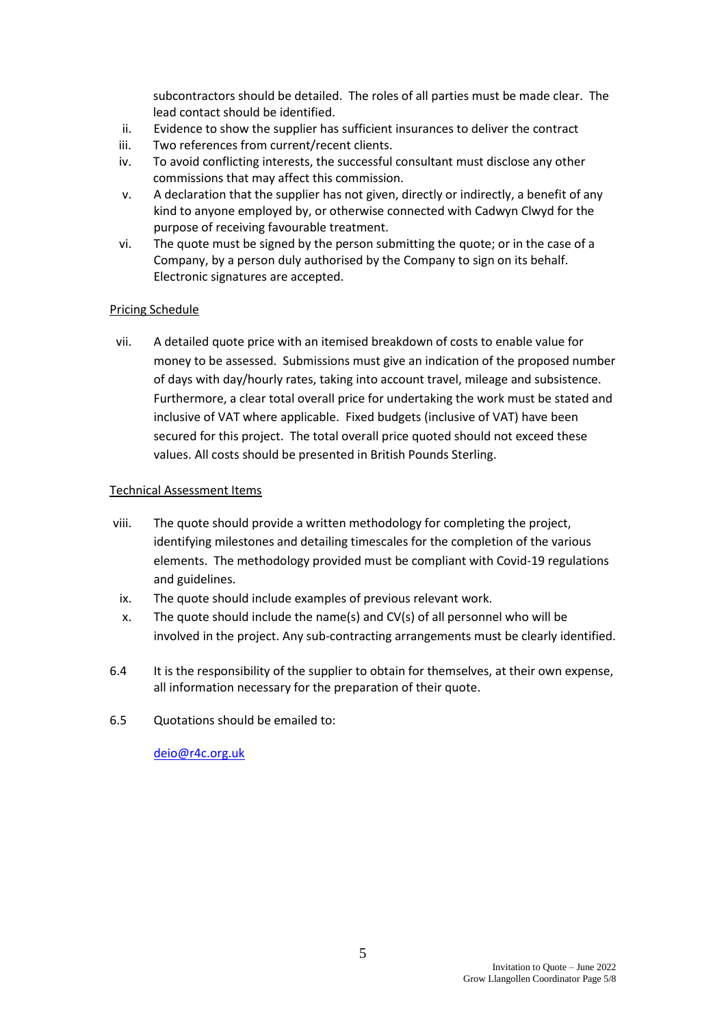subcontractors should be detailed. The roles of all parties must be made clear. The lead contact should be identified.

ii. Evidence to show the supplier has sufficient insurances to deliver the contract
iii. Two references from current/recent clients.
iv. To avoid conflicting interests, the successful consultant must disclose any other commissions that may affect this commission.
v. A declaration that the supplier has not given, directly or indirectly, a benefit of any kind to anyone employed by, or otherwise connected with Cadwyn Clwyd for the purpose of receiving favourable treatment.
vi. The quote must be signed by the person submitting the quote; or in the case of a Company, by a person duly authorised by the Company to sign on its behalf. Electronic signatures are accepted.

<u>Pricing Schedule</u>

vii. A detailed quote price with an itemised breakdown of costs to enable value for money to be assessed. Submissions must give an indication of the proposed number of days with day/hourly rates, taking into account travel, mileage and subsistence. Furthermore, a clear total overall price for undertaking the work must be stated and inclusive of VAT where applicable. Fixed budgets (inclusive of VAT) have been secured for this project. The total overall price quoted should not exceed these values. All costs should be presented in British Pounds Sterling.

<u>Technical Assessment Items</u>

viii. The quote should provide a written methodology for completing the project, identifying milestones and detailing timescales for the completion of the various elements. The methodology provided must be compliant with Covid-19 regulations and guidelines.
ix. The quote should include examples of previous relevant work.
x. The quote should include the name(s) and CV(s) of all personnel who will be involved in the project. Any sub-contracting arrangements must be clearly identified.

6.4 It is the responsibility of the supplier to obtain for themselves, at their own expense, all information necessary for the preparation of their quote.

6.5 Quotations should be emailed to:

deio@r4c.org.uk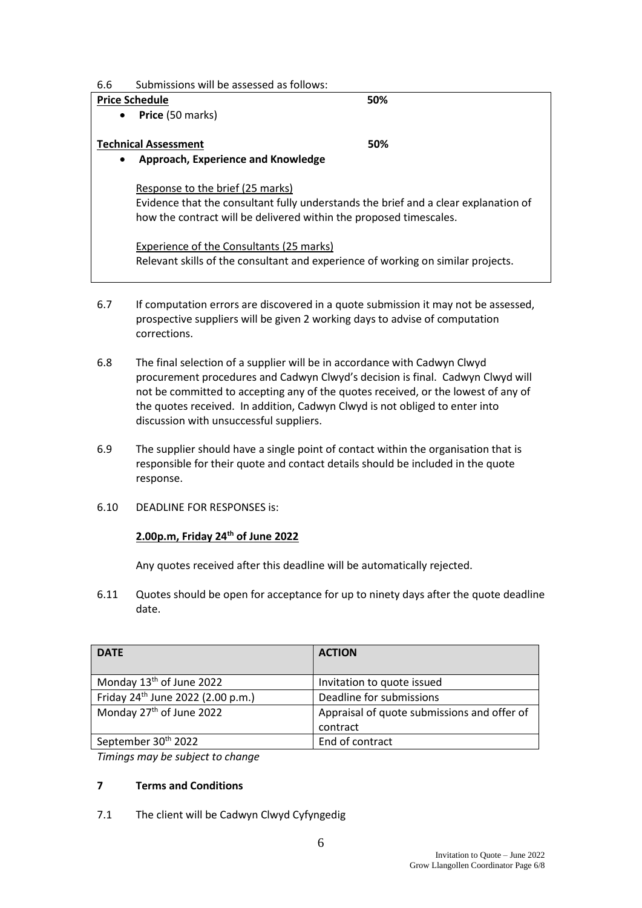6.6 Submissions will be assessed as follows:

| **Price Schedule** | **50%** |
|---|---|
| • **Price** (50 marks) | |
| **Technical Assessment** | **50%** |
| • **Approach, Experience and Knowledge**<br><br>Response to the brief (25 marks)<br>Evidence that the consultant fully understands the brief and a clear explanation of how the contract will be delivered within the proposed timescales.<br><br>Experience of the Consultants (25 marks)<br>Relevant skills of the consultant and experience of working on similar projects. | |

6.7 If computation errors are discovered in a quote submission it may not be assessed, prospective suppliers will be given 2 working days to advise of computation corrections.

6.8 The final selection of a supplier will be in accordance with Cadwyn Clwyd procurement procedures and Cadwyn Clwyd's decision is final. Cadwyn Clwyd will not be committed to accepting any of the quotes received, or the lowest of any of the quotes received. In addition, Cadwyn Clwyd is not obliged to enter into discussion with unsuccessful suppliers.

6.9 The supplier should have a single point of contact within the organisation that is responsible for their quote and contact details should be included in the quote response.

6.10 DEADLINE FOR RESPONSES is:

**2.00p.m, Friday 24th of June 2022**

Any quotes received after this deadline will be automatically rejected.

6.11 Quotes should be open for acceptance for up to ninety days after the quote deadline date.

| DATE | ACTION |
|---|---|
| Monday 13th of June 2022 | Invitation to quote issued |
| Friday 24th June 2022 (2.00 p.m.) | Deadline for submissions |
| Monday 27th of June 2022 | Appraisal of quote submissions and offer of contract |
| September 30th 2022 | End of contract |

*Timings may be subject to change*

## 7 Terms and Conditions

7.1 The client will be Cadwyn Clwyd Cyfyngedig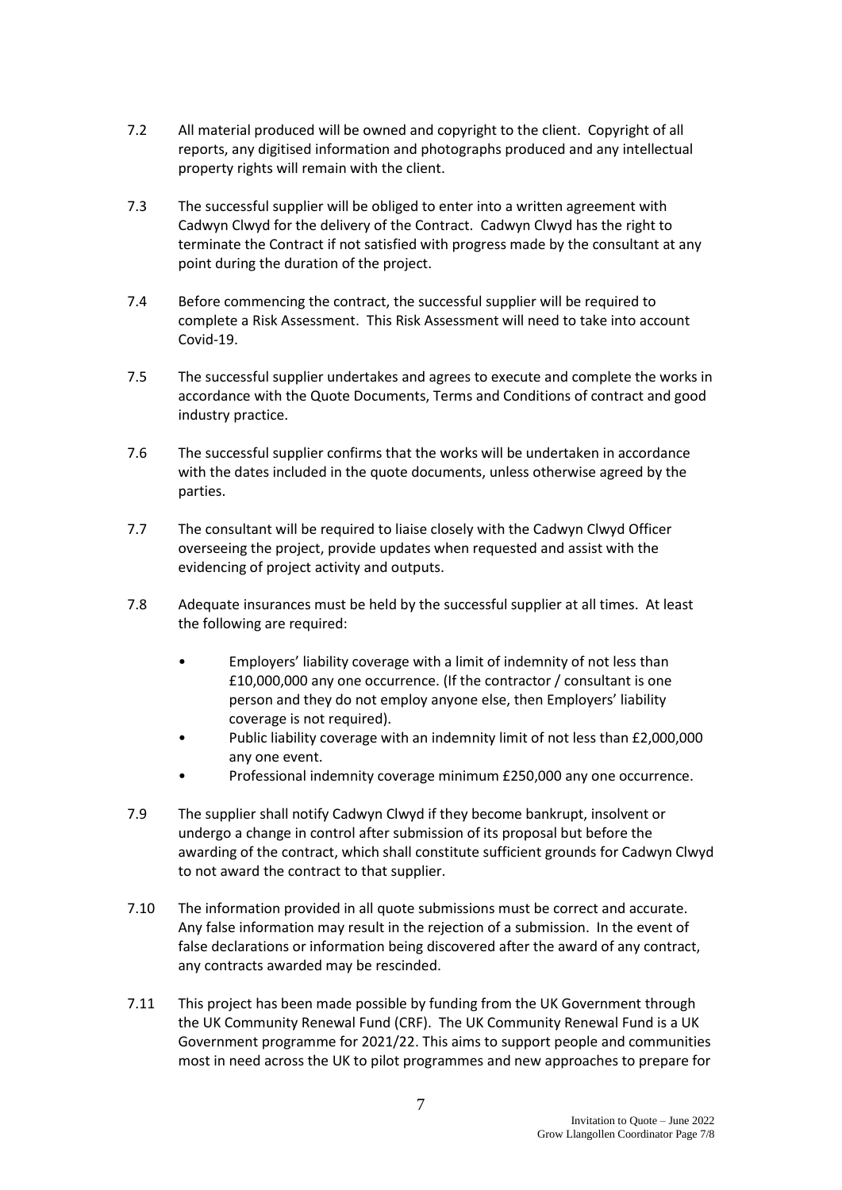7.2 All material produced will be owned and copyright to the client. Copyright of all reports, any digitised information and photographs produced and any intellectual property rights will remain with the client.

7.3 The successful supplier will be obliged to enter into a written agreement with Cadwyn Clwyd for the delivery of the Contract. Cadwyn Clwyd has the right to terminate the Contract if not satisfied with progress made by the consultant at any point during the duration of the project.

7.4 Before commencing the contract, the successful supplier will be required to complete a Risk Assessment. This Risk Assessment will need to take into account Covid-19.

7.5 The successful supplier undertakes and agrees to execute and complete the works in accordance with the Quote Documents, Terms and Conditions of contract and good industry practice.

7.6 The successful supplier confirms that the works will be undertaken in accordance with the dates included in the quote documents, unless otherwise agreed by the parties.

7.7 The consultant will be required to liaise closely with the Cadwyn Clwyd Officer overseeing the project, provide updates when requested and assist with the evidencing of project activity and outputs.

7.8 Adequate insurances must be held by the successful supplier at all times. At least the following are required:

- Employers' liability coverage with a limit of indemnity of not less than £10,000,000 any one occurrence. (If the contractor / consultant is one person and they do not employ anyone else, then Employers' liability coverage is not required).
- Public liability coverage with an indemnity limit of not less than £2,000,000 any one event.
- Professional indemnity coverage minimum £250,000 any one occurrence.

7.9 The supplier shall notify Cadwyn Clwyd if they become bankrupt, insolvent or undergo a change in control after submission of its proposal but before the awarding of the contract, which shall constitute sufficient grounds for Cadwyn Clwyd to not award the contract to that supplier.

7.10 The information provided in all quote submissions must be correct and accurate. Any false information may result in the rejection of a submission. In the event of false declarations or information being discovered after the award of any contract, any contracts awarded may be rescinded.

7.11 This project has been made possible by funding from the UK Government through the UK Community Renewal Fund (CRF). The UK Community Renewal Fund is a UK Government programme for 2021/22. This aims to support people and communities most in need across the UK to pilot programmes and new approaches to prepare for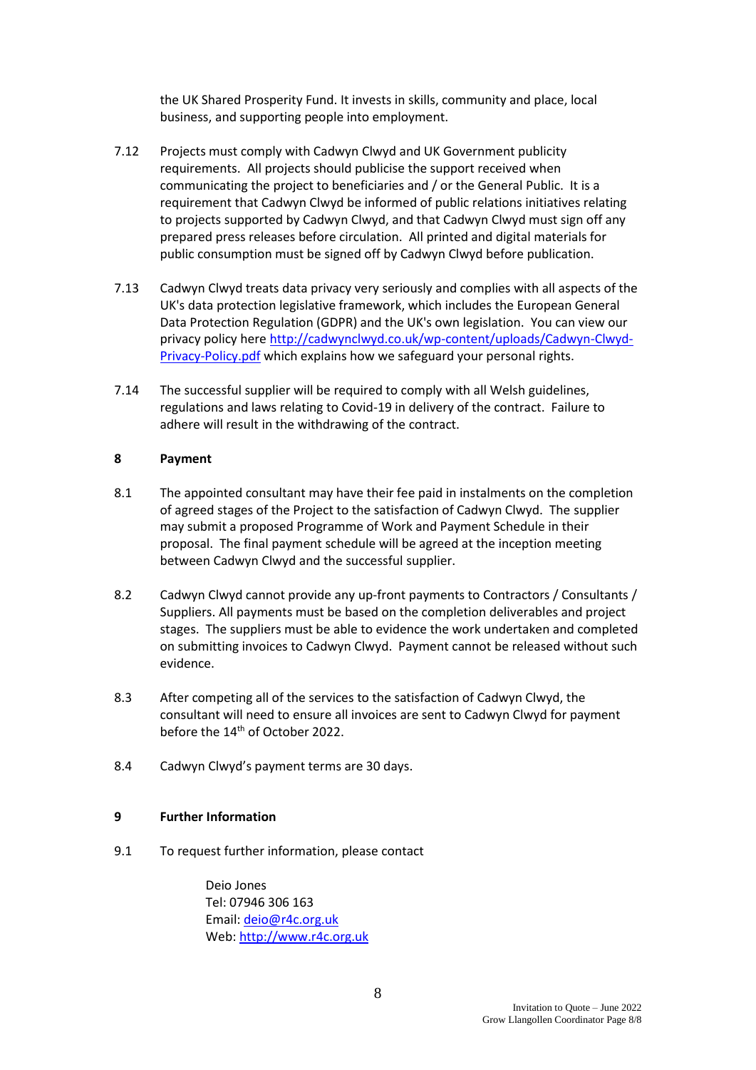the UK Shared Prosperity Fund. It invests in skills, community and place, local business, and supporting people into employment.

7.12 Projects must comply with Cadwyn Clwyd and UK Government publicity requirements. All projects should publicise the support received when communicating the project to beneficiaries and / or the General Public. It is a requirement that Cadwyn Clwyd be informed of public relations initiatives relating to projects supported by Cadwyn Clwyd, and that Cadwyn Clwyd must sign off any prepared press releases before circulation. All printed and digital materials for public consumption must be signed off by Cadwyn Clwyd before publication.

7.13 Cadwyn Clwyd treats data privacy very seriously and complies with all aspects of the UK's data protection legislative framework, which includes the European General Data Protection Regulation (GDPR) and the UK's own legislation. You can view our privacy policy here http://cadwynclwyd.co.uk/wp-content/uploads/Cadwyn-Clwyd-Privacy-Policy.pdf which explains how we safeguard your personal rights.

7.14 The successful supplier will be required to comply with all Welsh guidelines, regulations and laws relating to Covid-19 in delivery of the contract. Failure to adhere will result in the withdrawing of the contract.

## 8 Payment

8.1 The appointed consultant may have their fee paid in instalments on the completion of agreed stages of the Project to the satisfaction of Cadwyn Clwyd. The supplier may submit a proposed Programme of Work and Payment Schedule in their proposal. The final payment schedule will be agreed at the inception meeting between Cadwyn Clwyd and the successful supplier.

8.2 Cadwyn Clwyd cannot provide any up-front payments to Contractors / Consultants / Suppliers. All payments must be based on the completion deliverables and project stages. The suppliers must be able to evidence the work undertaken and completed on submitting invoices to Cadwyn Clwyd. Payment cannot be released without such evidence.

8.3 After competing all of the services to the satisfaction of Cadwyn Clwyd, the consultant will need to ensure all invoices are sent to Cadwyn Clwyd for payment before the 14th of October 2022.

8.4 Cadwyn Clwyd's payment terms are 30 days.

## 9 Further Information

9.1 To request further information, please contact

Deio Jones
Tel: 07946 306 163
Email: deio@r4c.org.uk
Web: http://www.r4c.org.uk